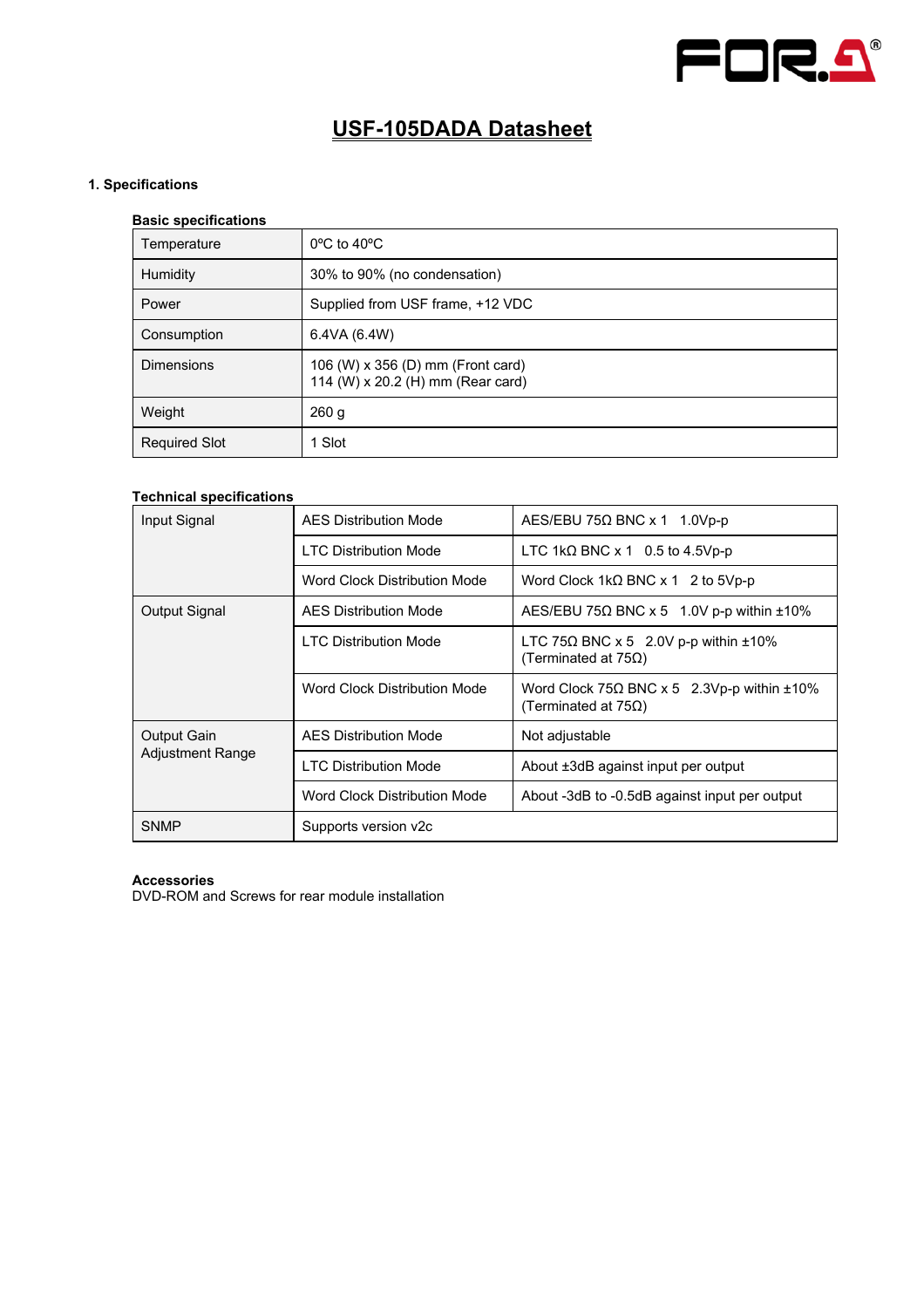# USF-105DADA Datasheet

## 1. Specifications

### Basic specifications

| | |
|---|---|
| Temperature | 0ºC to 40ºC |
| Humidity | 30% to 90% (no condensation) |
| Power | Supplied from USF frame, +12 VDC |
| Consumption | 6.4VA (6.4W) |
| Dimensions | 106 (W) x 356 (D) mm (Front card)<br>114 (W) x 20.2 (H) mm (Rear card) |
| Weight | 260 g |
| Required Slot | 1 Slot |

### Technical specifications

| | | |
|---|---|---|
| Input Signal | AES Distribution Mode | AES/EBU 75Ω BNC x 1 1.0Vp-p |
| | LTC Distribution Mode | LTC 1kΩ BNC x 1 0.5 to 4.5Vp-p |
| | Word Clock Distribution Mode | Word Clock 1kΩ BNC x 1 2 to 5Vp-p |
| Output Signal | AES Distribution Mode | AES/EBU 75Ω BNC x 5 1.0V p-p within ±10% |
| | LTC Distribution Mode | LTC 75Ω BNC x 5 2.0V p-p within ±10% (Terminated at 75Ω) |
| | Word Clock Distribution Mode | Word Clock 75Ω BNC x 5 2.3Vp-p within ±10% (Terminated at 75Ω) |
| Output Gain Adjustment Range | AES Distribution Mode | Not adjustable |
| | LTC Distribution Mode | About ±3dB against input per output |
| | Word Clock Distribution Mode | About -3dB to -0.5dB against input per output |
| SNMP | Supports version v2c | |

**Accessories**
DVD-ROM and Screws for rear module installation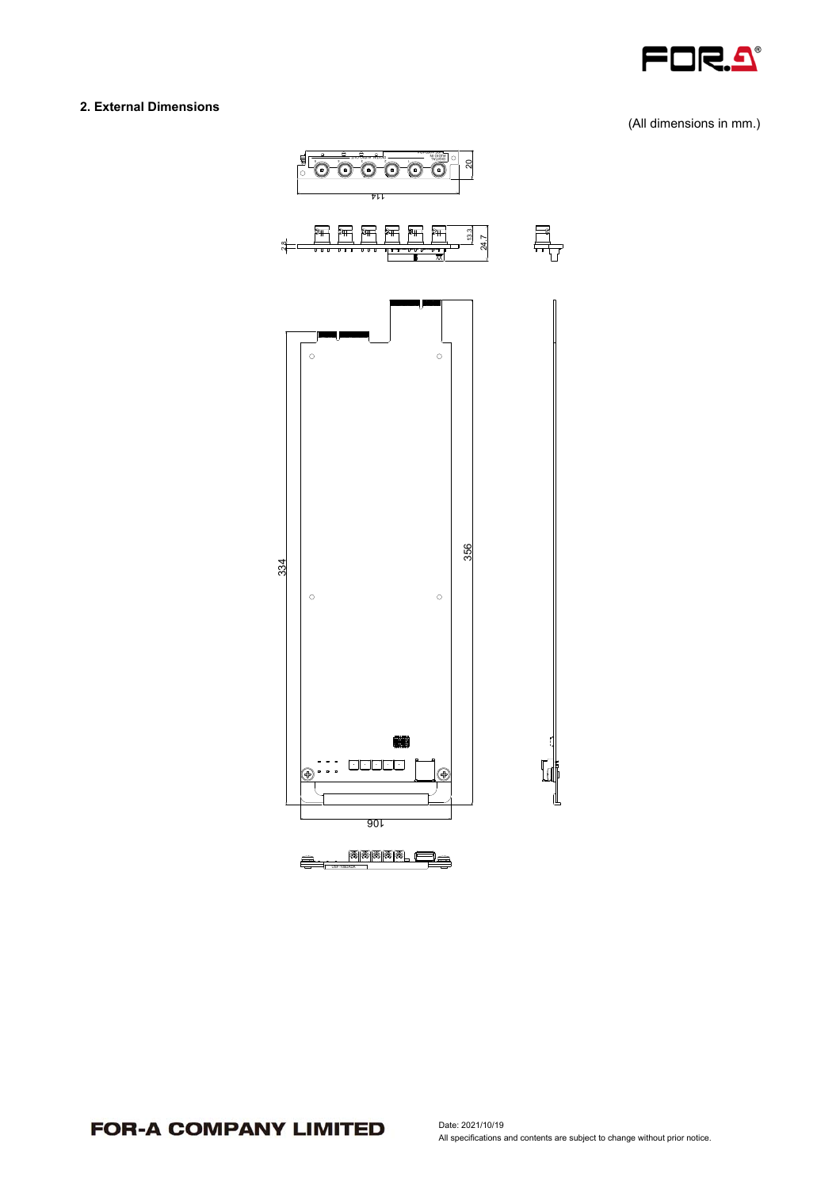## 2. External Dimensions

(All dimensions in mm.)

114

20

2.8

13.3

24.7

334

356

106